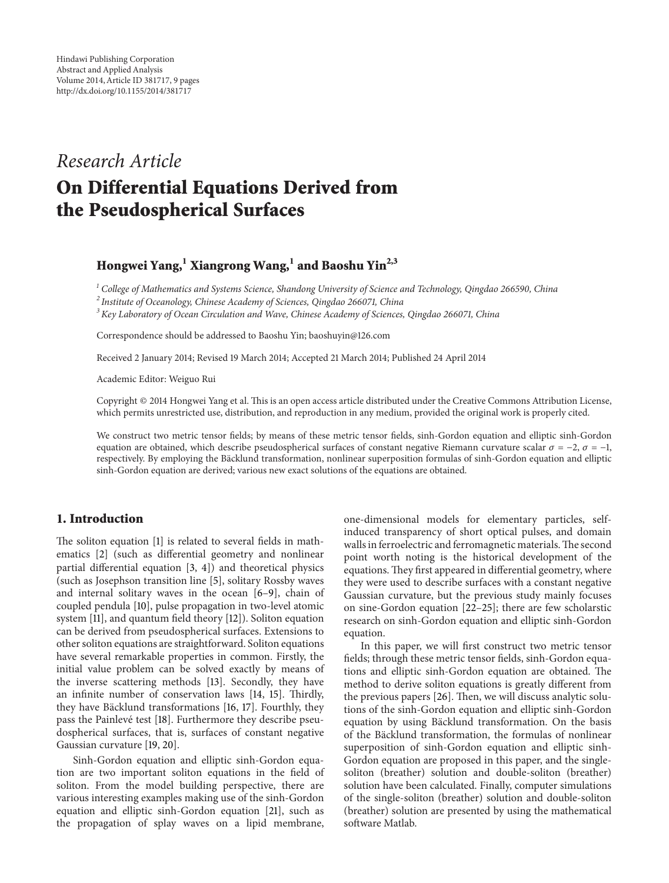Hindawi Publishing Corporation
Abstract and Applied Analysis
Volume 2014, Article ID 381717, 9 pages
http://dx.doi.org/10.1155/2014/381717

*Research Article*

# On Differential Equations Derived from the Pseudospherical Surfaces

**Hongwei Yang,[1] Xiangrong Wang,[1] and Baoshu Yin[2,3]**

[1] *College of Mathematics and Systems Science, Shandong University of Science and Technology, Qingdao 266590, China*
[2] *Institute of Oceanology, Chinese Academy of Sciences, Qingdao 266071, China*
[3] *Key Laboratory of Ocean Circulation and Wave, Chinese Academy of Sciences, Qingdao 266071, China*

Correspondence should be addressed to Baoshu Yin; baoshuyin@126.com

Received 2 January 2014; Revised 19 March 2014; Accepted 21 March 2014; Published 24 April 2014

Academic Editor: Weiguo Rui

Copyright © 2014 Hongwei Yang et al. This is an open access article distributed under the Creative Commons Attribution License, which permits unrestricted use, distribution, and reproduction in any medium, provided the original work is properly cited.

We construct two metric tensor fields; by means of these metric tensor fields, sinh-Gordon equation and elliptic sinh-Gordon equation are obtained, which describe pseudospherical surfaces of constant negative Riemann curvature scalar $\sigma = -2$, $\sigma = -1$, respectively. By employing the Bäcklund transformation, nonlinear superposition formulas of sinh-Gordon equation and elliptic sinh-Gordon equation are derived; various new exact solutions of the equations are obtained.

## 1. Introduction

The soliton equation [1] is related to several fields in mathematics [2] (such as differential geometry and nonlinear partial differential equation [3, 4]) and theoretical physics (such as Josephson transition line [5], solitary Rossby waves and internal solitary waves in the ocean [6–9], chain of coupled pendula [10], pulse propagation in two-level atomic system [11], and quantum field theory [12]). Soliton equation can be derived from pseudospherical surfaces. Extensions to other soliton equations are straightforward. Soliton equations have several remarkable properties in common. Firstly, the initial value problem can be solved exactly by means of the inverse scattering methods [13]. Secondly, they have an infinite number of conservation laws [14, 15]. Thirdly, they have Bäcklund transformations [16, 17]. Fourthly, they pass the Painlevé test [18]. Furthermore they describe pseudospherical surfaces, that is, surfaces of constant negative Gaussian curvature [19, 20].

Sinh-Gordon equation and elliptic sinh-Gordon equation are two important soliton equations in the field of soliton. From the model building perspective, there are various interesting examples making use of the sinh-Gordon equation and elliptic sinh-Gordon equation [21], such as the propagation of splay waves on a lipid membrane, one-dimensional models for elementary particles, self-induced transparency of short optical pulses, and domain walls in ferroelectric and ferromagnetic materials. The second point worth noting is the historical development of the equations. They first appeared in differential geometry, where they were used to describe surfaces with a constant negative Gaussian curvature, but the previous study mainly focuses on sine-Gordon equation [22–25]; there are few scholarstic research on sinh-Gordon equation and elliptic sinh-Gordon equation.

In this paper, we will first construct two metric tensor fields; through these metric tensor fields, sinh-Gordon equations and elliptic sinh-Gordon equation are obtained. The method to derive soliton equations is greatly different from the previous papers [26]. Then, we will discuss analytic solutions of the sinh-Gordon equation and elliptic sinh-Gordon equation by using Bäcklund transformation. On the basis of the Bäcklund transformation, the formulas of nonlinear superposition of sinh-Gordon equation and elliptic sinh-Gordon equation are proposed in this paper, and the single-soliton (breather) solution and double-soliton (breather) solution have been calculated. Finally, computer simulations of the single-soliton (breather) solution and double-soliton (breather) solution are presented by using the mathematical software Matlab.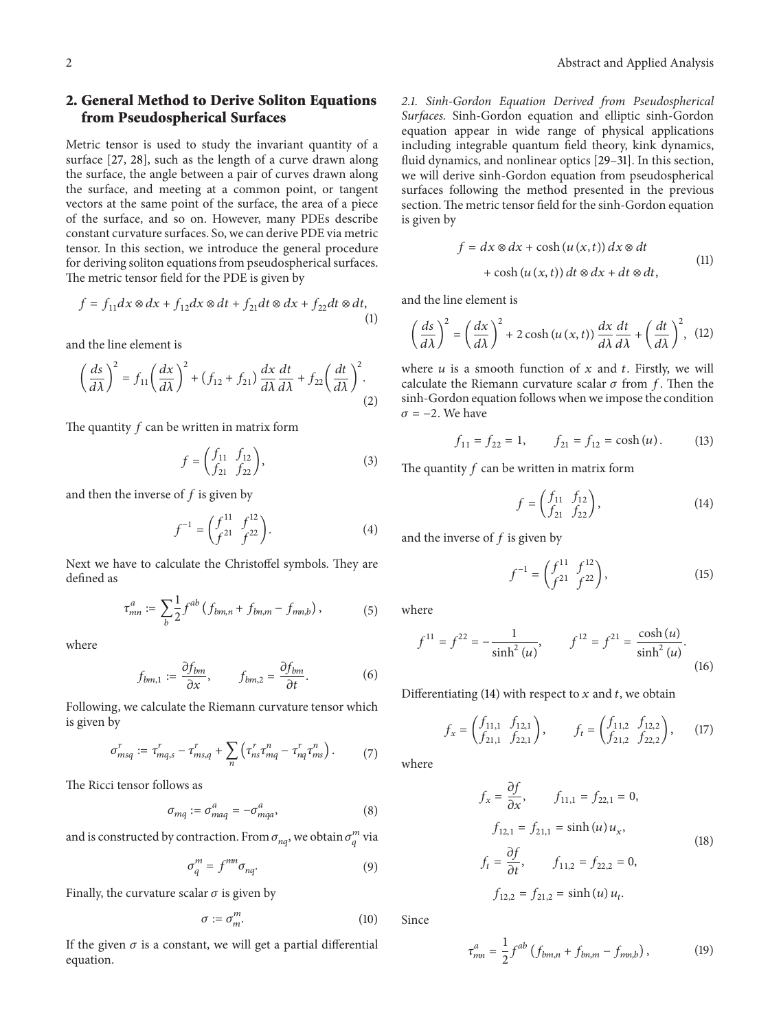## 2. General Method to Derive Soliton Equations from Pseudospherical Surfaces

Metric tensor is used to study the invariant quantity of a surface [27, 28], such as the length of a curve drawn along the surface, the angle between a pair of curves drawn along the surface, and meeting at a common point, or tangent vectors at the same point of the surface, the area of a piece of the surface, and so on. However, many PDEs describe constant curvature surfaces. So, we can derive PDE via metric tensor. In this section, we introduce the general procedure for deriving soliton equations from pseudospherical surfaces. The metric tensor field for the PDE is given by

$$f = f_{11} dx \otimes dx + f_{12} dx \otimes dt + f_{21} dt \otimes dx + f_{22} dt \otimes dt, \tag{1}$$

and the line element is

$$\left(\frac{ds}{d\lambda}\right)^2 = f_{11}\left(\frac{dx}{d\lambda}\right)^2 + \left(f_{12} + f_{21}\right)\frac{dx}{d\lambda}\frac{dt}{d\lambda} + f_{22}\left(\frac{dt}{d\lambda}\right)^2. \tag{2}$$

The quantity $f$ can be written in matrix form

$$f = \begin{pmatrix} f_{11} & f_{12} \\ f_{21} & f_{22} \end{pmatrix}, \tag{3}$$

and then the inverse of $f$ is given by

$$f^{-1} = \begin{pmatrix} f^{11} & f^{12} \\ f^{21} & f^{22} \end{pmatrix}. \tag{4}$$

Next we have to calculate the Christoffel symbols. They are defined as

$$\tau^{a}_{mn} := \sum_{b} \frac{1}{2} f^{ab} \left(f_{bm,n} + f_{bn,m} - f_{mn,b}\right), \tag{5}$$

where

$$f_{bm,1} := \frac{\partial f_{bm}}{\partial x}, \qquad f_{bm,2} = \frac{\partial f_{bm}}{\partial t}. \tag{6}$$

Following, we calculate the Riemann curvature tensor which is given by

$$\sigma^{r}_{msq} := \tau^{r}_{mq,s} - \tau^{r}_{ms,q} + \sum_{n}\left(\tau^{r}_{ns}\tau^{n}_{mq} - \tau^{r}_{nq}\tau^{n}_{ms}\right). \tag{7}$$

The Ricci tensor follows as

$$\sigma_{mq} := \sigma^{a}_{maq} = -\sigma^{a}_{mqa}, \tag{8}$$

and is constructed by contraction. From $\sigma_{nq}$, we obtain $\sigma^{m}_{q}$ via

$$\sigma^{m}_{q} = f^{mn}\sigma_{nq}. \tag{9}$$

Finally, the curvature scalar $\sigma$ is given by

$$\sigma := \sigma^{m}_{m}. \tag{10}$$

If the given $\sigma$ is a constant, we will get a partial differential equation.

*2.1. Sinh-Gordon Equation Derived from Pseudospherical Surfaces.* Sinh-Gordon equation and elliptic sinh-Gordon equation appear in wide range of physical applications including integrable quantum field theory, kink dynamics, fluid dynamics, and nonlinear optics [29–31]. In this section, we will derive sinh-Gordon equation from pseudospherical surfaces following the method presented in the previous section. The metric tensor field for the sinh-Gordon equation is given by

$$\begin{aligned} f = {} & dx \otimes dx + \cosh\left(u(x,t)\right) dx \otimes dt \\ & + \cosh\left(u(x,t)\right) dt \otimes dx + dt \otimes dt, \end{aligned} \tag{11}$$

and the line element is

$$\left(\frac{ds}{d\lambda}\right)^2 = \left(\frac{dx}{d\lambda}\right)^2 + 2\cosh\left(u(x,t)\right)\frac{dx}{d\lambda}\frac{dt}{d\lambda} + \left(\frac{dt}{d\lambda}\right)^2, \tag{12}$$

where $u$ is a smooth function of $x$ and $t$. Firstly, we will calculate the Riemann curvature scalar $\sigma$ from $f$. Then the sinh-Gordon equation follows when we impose the condition $\sigma = -2$. We have

$$f_{11} = f_{22} = 1, \qquad f_{21} = f_{12} = \cosh(u). \tag{13}$$

The quantity $f$ can be written in matrix form

$$f = \begin{pmatrix} f_{11} & f_{12} \\ f_{21} & f_{22} \end{pmatrix}, \tag{14}$$

and the inverse of $f$ is given by

$$f^{-1} = \begin{pmatrix} f^{11} & f^{12} \\ f^{21} & f^{22} \end{pmatrix}, \tag{15}$$

where

$$f^{11} = f^{22} = -\frac{1}{\sinh^2(u)}, \qquad f^{12} = f^{21} = \frac{\cosh(u)}{\sinh^2(u)}. \tag{16}$$

Differentiating (14) with respect to $x$ and $t$, we obtain

$$f_x = \begin{pmatrix} f_{11,1} & f_{12,1} \\ f_{21,1} & f_{22,1} \end{pmatrix}, \qquad f_t = \begin{pmatrix} f_{11,2} & f_{12,2} \\ f_{21,2} & f_{22,2} \end{pmatrix}, \tag{17}$$

where

$$\begin{aligned} f_x &= \frac{\partial f}{\partial x}, \qquad f_{11,1} = f_{22,1} = 0, \\ f_{12,1} &= f_{21,1} = \sinh(u)\, u_x, \\ f_t &= \frac{\partial f}{\partial t}, \qquad f_{11,2} = f_{22,2} = 0, \\ f_{12,2} &= f_{21,2} = \sinh(u)\, u_t. \end{aligned} \tag{18}$$

Since

$$\tau^{a}_{mn} = \frac{1}{2} f^{ab}\left(f_{bm,n} + f_{bn,m} - f_{mn,b}\right), \tag{19}$$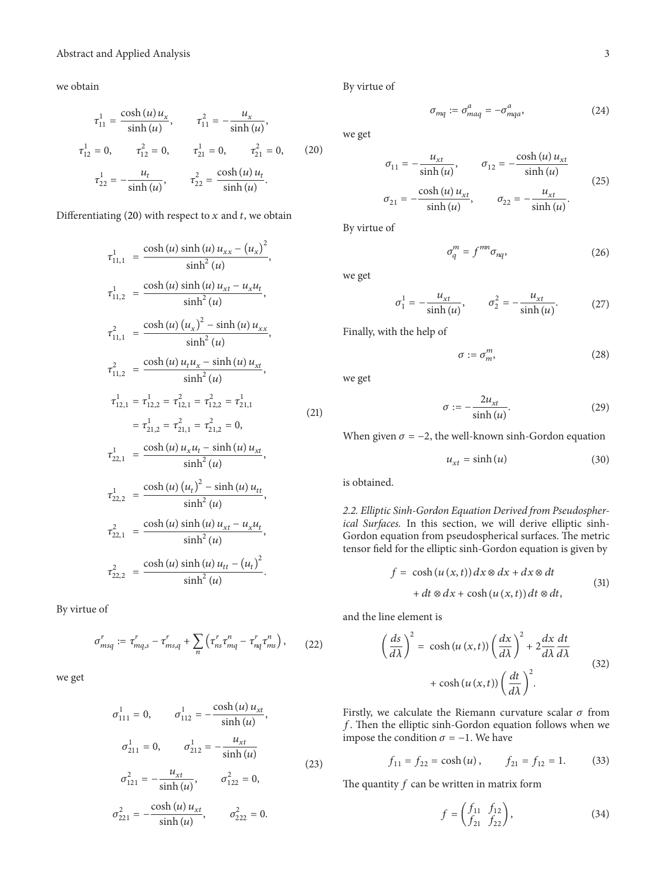we obtain

$$\tau_{11}^{1} = \frac{\cosh(u) u_x}{\sinh(u)}, \qquad \tau_{11}^{2} = -\frac{u_x}{\sinh(u)},$$
$$\tau_{12}^{1} = 0, \qquad \tau_{12}^{2} = 0, \qquad \tau_{21}^{1} = 0, \qquad \tau_{21}^{2} = 0, \tag{20}$$
$$\tau_{22}^{1} = -\frac{u_t}{\sinh(u)}, \qquad \tau_{22}^{2} = \frac{\cosh(u) u_t}{\sinh(u)}.$$

Differentiating (20) with respect to $x$ and $t$, we obtain

$$\begin{aligned}
\tau_{11,1}^{1} &= \frac{\cosh(u)\sinh(u) u_{xx} - (u_x)^2}{\sinh^2(u)}, \\
\tau_{11,2}^{1} &= \frac{\cosh(u)\sinh(u) u_{xt} - u_x u_t}{\sinh^2(u)}, \\
\tau_{11,1}^{2} &= \frac{\cosh(u)(u_x)^2 - \sinh(u) u_{xx}}{\sinh^2(u)}, \\
\tau_{11,2}^{2} &= \frac{\cosh(u) u_t u_x - \sinh(u) u_{xt}}{\sinh^2(u)}, \\
\tau_{12,1}^{1} &= \tau_{12,2}^{1} = \tau_{12,1}^{2} = \tau_{12,2}^{2} = \tau_{21,1}^{1} \\
&= \tau_{21,2}^{1} = \tau_{21,1}^{2} = \tau_{21,2}^{2} = 0, \\
\tau_{22,1}^{1} &= \frac{\cosh(u) u_x u_t - \sinh(u) u_{xt}}{\sinh^2(u)}, \\
\tau_{22,2}^{1} &= \frac{\cosh(u)(u_t)^2 - \sinh(u) u_{tt}}{\sinh^2(u)}, \\
\tau_{22,1}^{2} &= \frac{\cosh(u)\sinh(u) u_{xt} - u_x u_t}{\sinh^2(u)}, \\
\tau_{22,2}^{2} &= \frac{\cosh(u)\sinh(u) u_{tt} - (u_t)^2}{\sinh^2(u)}.
\end{aligned} \tag{21}$$

By virtue of

$$\sigma_{msq}^{r} := \tau_{mq,s}^{r} - \tau_{ms,q}^{r} + \sum_{n}\left(\tau_{ns}^{r}\tau_{mq}^{n} - \tau_{nq}^{r}\tau_{ms}^{n}\right), \tag{22}$$

we get

$$\begin{aligned}
\sigma_{111}^{1} &= 0, \qquad \sigma_{112}^{1} = -\frac{\cosh(u) u_{xt}}{\sinh(u)}, \\
\sigma_{211}^{1} &= 0, \qquad \sigma_{212}^{1} = -\frac{u_{xt}}{\sinh(u)} \\
\sigma_{121}^{2} &= -\frac{u_{xt}}{\sinh(u)}, \qquad \sigma_{122}^{2} = 0, \\
\sigma_{221}^{2} &= -\frac{\cosh(u) u_{xt}}{\sinh(u)}, \qquad \sigma_{222}^{2} = 0.
\end{aligned} \tag{23}$$

By virtue of

$$\sigma_{mq} := \sigma_{maq}^{a} = -\sigma_{mqa}^{a}, \tag{24}$$

we get

$$\begin{aligned}
\sigma_{11} &= -\frac{u_{xt}}{\sinh(u)}, \qquad \sigma_{12} = -\frac{\cosh(u) u_{xt}}{\sinh(u)} \\
\sigma_{21} &= -\frac{\cosh(u) u_{xt}}{\sinh(u)}, \qquad \sigma_{22} = -\frac{u_{xt}}{\sinh(u)}.
\end{aligned} \tag{25}$$

By virtue of

$$\sigma_{q}^{m} = f^{mn}\sigma_{nq}, \tag{26}$$

we get

$$\sigma_{1}^{1} = -\frac{u_{xt}}{\sinh(u)}, \qquad \sigma_{2}^{2} = -\frac{u_{xt}}{\sinh(u)}. \tag{27}$$

Finally, with the help of

$$\sigma := \sigma_{m}^{m}, \tag{28}$$

we get

$$\sigma := -\frac{2u_{xt}}{\sinh(u)}. \tag{29}$$

When given $\sigma = -2$, the well-known sinh-Gordon equation

$$u_{xt} = \sinh(u) \tag{30}$$

is obtained.

### 2.2. Elliptic Sinh-Gordon Equation Derived from Pseudospherical Surfaces.

In this section, we will derive elliptic sinh-Gordon equation from pseudospherical surfaces. The metric tensor field for the elliptic sinh-Gordon equation is given by

$$\begin{aligned}
f = {} & \cosh(u(x,t))\, dx \otimes dx + dx \otimes dt \\
& + dt \otimes dx + \cosh(u(x,t))\, dt \otimes dt,
\end{aligned} \tag{31}$$

and the line element is

$$\begin{aligned}
\left(\frac{ds}{d\lambda}\right)^2 = {} & \cosh(u(x,t))\left(\frac{dx}{d\lambda}\right)^2 + 2\frac{dx}{d\lambda}\frac{dt}{d\lambda} \\
& + \cosh(u(x,t))\left(\frac{dt}{d\lambda}\right)^2.
\end{aligned} \tag{32}$$

Firstly, we calculate the Riemann curvature scalar $\sigma$ from $f$. Then the elliptic sinh-Gordon equation follows when we impose the condition $\sigma = -1$. We have

$$f_{11} = f_{22} = \cosh(u), \qquad f_{21} = f_{12} = 1. \tag{33}$$

The quantity $f$ can be written in matrix form

$$f = \begin{pmatrix} f_{11} & f_{12} \\ f_{21} & f_{22} \end{pmatrix}, \tag{34}$$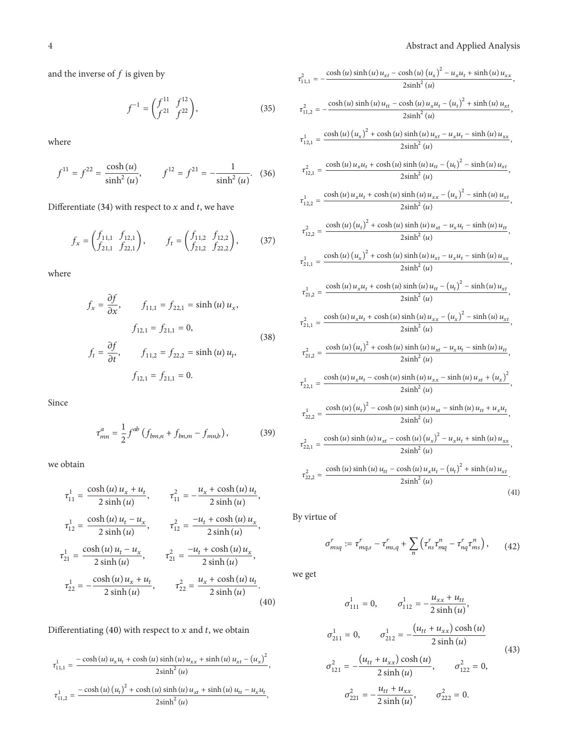and the inverse of $f$ is given by

$$f^{-1} = \begin{pmatrix} f^{11} & f^{12} \\ f^{21} & f^{22} \end{pmatrix}, \tag{35}$$

where

$$f^{11} = f^{22} = \frac{\cosh(u)}{\sinh^2(u)}, \qquad f^{12} = f^{21} = -\frac{1}{\sinh^2(u)}. \tag{36}$$

Differentiate (34) with respect to $x$ and $t$, we have

$$f_x = \begin{pmatrix} f_{11,1} & f_{12,1} \\ f_{21,1} & f_{22,1} \end{pmatrix}, \qquad f_t = \begin{pmatrix} f_{11,2} & f_{12,2} \\ f_{21,2} & f_{22,2} \end{pmatrix}, \tag{37}$$

where

$$\begin{gathered} f_x = \frac{\partial f}{\partial x}, \qquad f_{11,1} = f_{22,1} = \sinh(u)\, u_x, \\ f_{12,1} = f_{21,1} = 0, \\ f_t = \frac{\partial f}{\partial t}, \qquad f_{11,2} = f_{22,2} = \sinh(u)\, u_t, \\ f_{12,1} = f_{21,1} = 0. \end{gathered} \tag{38}$$

Since

$$\tau^a_{mn} = \frac{1}{2} f^{ab} \left( f_{bm,n} + f_{bn,m} - f_{mn,b} \right), \tag{39}$$

we obtain

$$\begin{gathered} \tau^1_{11} = \frac{\cosh(u)\, u_x + u_t}{2\sinh(u)}, \qquad \tau^2_{11} = -\frac{u_x + \cosh(u)\, u_t}{2\sinh(u)}, \\ \tau^1_{12} = \frac{\cosh(u)\, u_t - u_x}{2\sinh(u)}, \qquad \tau^2_{12} = \frac{-u_t + \cosh(u)\, u_x}{2\sinh(u)}, \\ \tau^1_{21} = \frac{\cosh(u)\, u_t - u_x}{2\sinh(u)}, \qquad \tau^2_{21} = \frac{-u_t + \cosh(u)\, u_x}{2\sinh(u)}, \\ \tau^1_{22} = -\frac{\cosh(u)\, u_x + u_t}{2\sinh(u)}, \qquad \tau^2_{22} = \frac{u_x + \cosh(u)\, u_t}{2\sinh(u)}. \end{gathered} \tag{40}$$

Differentiating (40) with respect to $x$ and $t$, we obtain

$$\begin{gathered}
\tau^1_{11,1} = \frac{-\cosh(u)\, u_x u_t + \cosh(u)\sinh(u)\, u_{xx} + \sinh(u)\, u_{xt} - (u_x)^2}{2\sinh^2(u)}, \\
\tau^1_{11,2} = \frac{-\cosh(u)\,(u_t)^2 + \cosh(u)\sinh(u)\, u_{xt} + \sinh(u)\, u_{tt} - u_x u_t}{2\sinh^2(u)}, \\
\tau^2_{11,1} = -\frac{\cosh(u)\sinh(u)\, u_{xt} - \cosh(u)\,(u_x)^2 - u_x u_t + \sinh(u)\, u_{xx}}{2\sinh^2(u)}, \\
\tau^2_{11,2} = -\frac{\cosh(u)\sinh(u)\, u_{tt} - \cosh(u)\, u_x u_t - (u_t)^2 + \sinh(u)\, u_{xt}}{2\sinh^2(u)}, \\
\tau^1_{12,1} = \frac{\cosh(u)\,(u_x)^2 + \cosh(u)\sinh(u)\, u_{xt} - u_x u_t - \sinh(u)\, u_{xx}}{2\sinh^2(u)}, \\
\tau^2_{12,1} = \frac{\cosh(u)\, u_x u_t + \cosh(u)\sinh(u)\, u_{tt} - (u_t)^2 - \sinh(u)\, u_{xt}}{2\sinh^2(u)}, \\
\tau^1_{12,2} = \frac{\cosh(u)\, u_x u_t + \cosh(u)\sinh(u)\, u_{xx} - (u_x)^2 - \sinh(u)\, u_{xt}}{2\sinh^2(u)}, \\
\tau^2_{12,2} = \frac{\cosh(u)\,(u_t)^2 + \cosh(u)\sinh(u)\, u_{xt} - u_x u_t - \sinh(u)\, u_{tt}}{2\sinh^2(u)}, \\
\tau^1_{21,1} = \frac{\cosh(u)\,(u_x)^2 + \cosh(u)\sinh(u)\, u_{xt} - u_x u_t - \sinh(u)\, u_{xx}}{2\sinh^2(u)}, \\
\tau^1_{21,2} = \frac{\cosh(u)\, u_x u_t + \cosh(u)\sinh(u)\, u_{tt} - (u_t)^2 - \sinh(u)\, u_{xt}}{2\sinh^2(u)}, \\
\tau^2_{21,1} = \frac{\cosh(u)\, u_x u_t + \cosh(u)\sinh(u)\, u_{xx} - (u_x)^2 - \sinh(u)\, u_{xt}}{2\sinh^2(u)}, \\
\tau^2_{21,2} = \frac{\cosh(u)\,(u_t)^2 + \cosh(u)\sinh(u)\, u_{xt} - u_x u_t - \sinh(u)\, u_{tt}}{2\sinh^2(u)}, \\
\tau^1_{22,1} = \frac{\cosh(u)\, u_x u_t - \cosh(u)\sinh(u)\, u_{xx} - \sinh(u)\, u_{xt} + (u_x)^2}{2\sinh^2(u)}, \\
\tau^1_{22,2} = \frac{\cosh(u)\,(u_t)^2 - \cosh(u)\sinh(u)\, u_{xt} - \sinh(u)\, u_{tt} + u_x u_t}{2\sinh^2(u)}, \\
\tau^2_{22,1} = \frac{\cosh(u)\sinh(u)\, u_{xt} - \cosh(u)\,(u_x)^2 - u_x u_t + \sinh(u)\, u_{xx}}{2\sinh^2(u)}, \\
\tau^2_{22,2} = \frac{\cosh(u)\sinh(u)\, u_{tt} - \cosh(u)\, u_x u_t - (u_t)^2 + \sinh(u)\, u_{xt}}{2\sinh^2(u)}.
\end{gathered} \tag{41}$$

By virtue of

$$\sigma^r_{msq} := \tau^r_{mq,s} - \tau^r_{ms,q} + \sum_n \left( \tau^r_{ns}\tau^n_{mq} - \tau^r_{nq}\tau^n_{ms} \right), \tag{42}$$

we get

$$\begin{gathered} \sigma^1_{111} = 0, \qquad \sigma^1_{112} = -\frac{u_{xx} + u_{tt}}{2\sinh(u)}, \\ \sigma^1_{211} = 0, \qquad \sigma^1_{212} = -\frac{(u_{tt} + u_{xx})\cosh(u)}{2\sinh(u)} \\ \sigma^2_{121} = -\frac{(u_{tt} + u_{xx})\cosh(u)}{2\sinh(u)}, \qquad \sigma^2_{122} = 0, \\ \sigma^2_{221} = -\frac{u_{tt} + u_{xx}}{2\sinh(u)}, \qquad \sigma^2_{222} = 0. \end{gathered} \tag{43}$$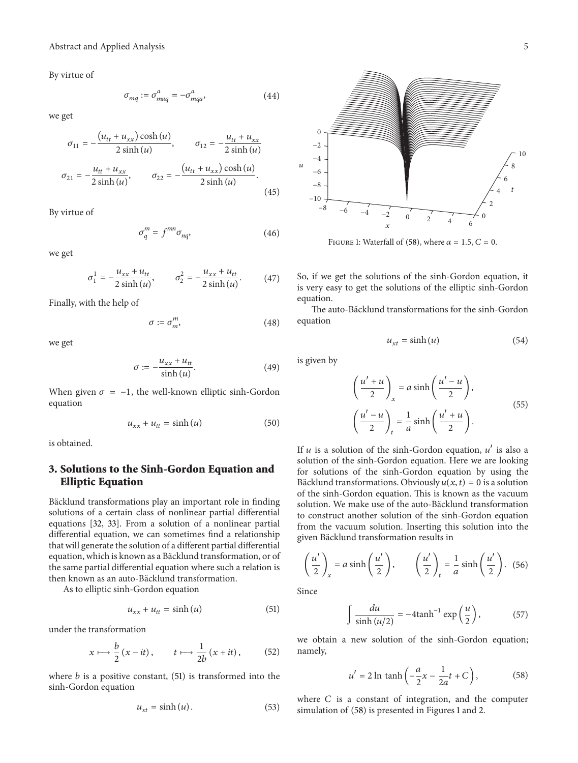By virtue of

$$\sigma_{mq} := \sigma^{a}_{maq} = -\sigma^{a}_{mqa}, \tag{44}$$

we get

$$\sigma_{11} = -\frac{(u_{tt} + u_{xx})\cosh(u)}{2\sinh(u)}, \qquad \sigma_{12} = -\frac{u_{tt} + u_{xx}}{2\sinh(u)}$$

$$\sigma_{21} = -\frac{u_{tt} + u_{xx}}{2\sinh(u)}, \qquad \sigma_{22} = -\frac{(u_{tt} + u_{xx})\cosh(u)}{2\sinh(u)}. \tag{45}$$

By virtue of

$$\sigma^{m}_{q} = f^{mn}\sigma_{nq}, \tag{46}$$

we get

$$\sigma^{1}_{1} = -\frac{u_{xx} + u_{tt}}{2\sinh(u)}, \qquad \sigma^{2}_{2} = -\frac{u_{xx} + u_{tt}}{2\sinh(u)}. \tag{47}$$

Finally, with the help of

$$\sigma := \sigma^{m}_{m}, \tag{48}$$

we get

$$\sigma := -\frac{u_{xx} + u_{tt}}{\sinh(u)}. \tag{49}$$

When given $\sigma = -1$, the well-known elliptic sinh-Gordon equation

$$u_{xx} + u_{tt} = \sinh(u) \tag{50}$$

is obtained.

## 3. Solutions to the Sinh-Gordon Equation and Elliptic Equation

Bäcklund transformations play an important role in finding solutions of a certain class of nonlinear partial differential equations [32, 33]. From a solution of a nonlinear partial differential equation, we can sometimes find a relationship that will generate the solution of a different partial differential equation, which is known as a Bäcklund transformation, or of the same partial differential equation where such a relation is then known as an auto-Bäcklund transformation.

As to elliptic sinh-Gordon equation

$$u_{xx} + u_{tt} = \sinh(u) \tag{51}$$

under the transformation

$$x \longmapsto \frac{b}{2}(x - it), \qquad t \longmapsto \frac{1}{2b}(x + it), \tag{52}$$

where $b$ is a positive constant, (51) is transformed into the sinh-Gordon equation

$$u_{xt} = \sinh(u). \tag{53}$$

Figure 1: Waterfall of (58), where $\alpha = 1.5$, $C = 0$.

So, if we get the solutions of the sinh-Gordon equation, it is very easy to get the solutions of the elliptic sinh-Gordon equation.

The auto-Bäcklund transformations for the sinh-Gordon equation

$$u_{xt} = \sinh(u) \tag{54}$$

is given by

$$\left(\frac{u' + u}{2}\right)_{x} = a\sinh\left(\frac{u' - u}{2}\right),$$
$$\left(\frac{u' - u}{2}\right)_{t} = \frac{1}{a}\sinh\left(\frac{u' + u}{2}\right). \tag{55}$$

If $u$ is a solution of the sinh-Gordon equation, $u'$ is also a solution of the sinh-Gordon equation. Here we are looking for solutions of the sinh-Gordon equation by using the Bäcklund transformations. Obviously $u(x,t) = 0$ is a solution of the sinh-Gordon equation. This is known as the vacuum solution. We make use of the auto-Bäcklund transformation to construct another solution of the sinh-Gordon equation from the vacuum solution. Inserting this solution into the given Bäcklund transformation results in

$$\left(\frac{u'}{2}\right)_{x} = a\sinh\left(\frac{u'}{2}\right), \qquad \left(\frac{u'}{2}\right)_{t} = \frac{1}{a}\sinh\left(\frac{u'}{2}\right). \tag{56}$$

Since

$$\int\frac{du}{\sinh(u/2)} = -4\tanh^{-1}\exp\left(\frac{u}{2}\right), \tag{57}$$

we obtain a new solution of the sinh-Gordon equation; namely,

$$u' = 2\ln\tanh\left(-\frac{a}{2}x - \frac{1}{2a}t + C\right), \tag{58}$$

where $C$ is a constant of integration, and the computer simulation of (58) is presented in Figures 1 and 2.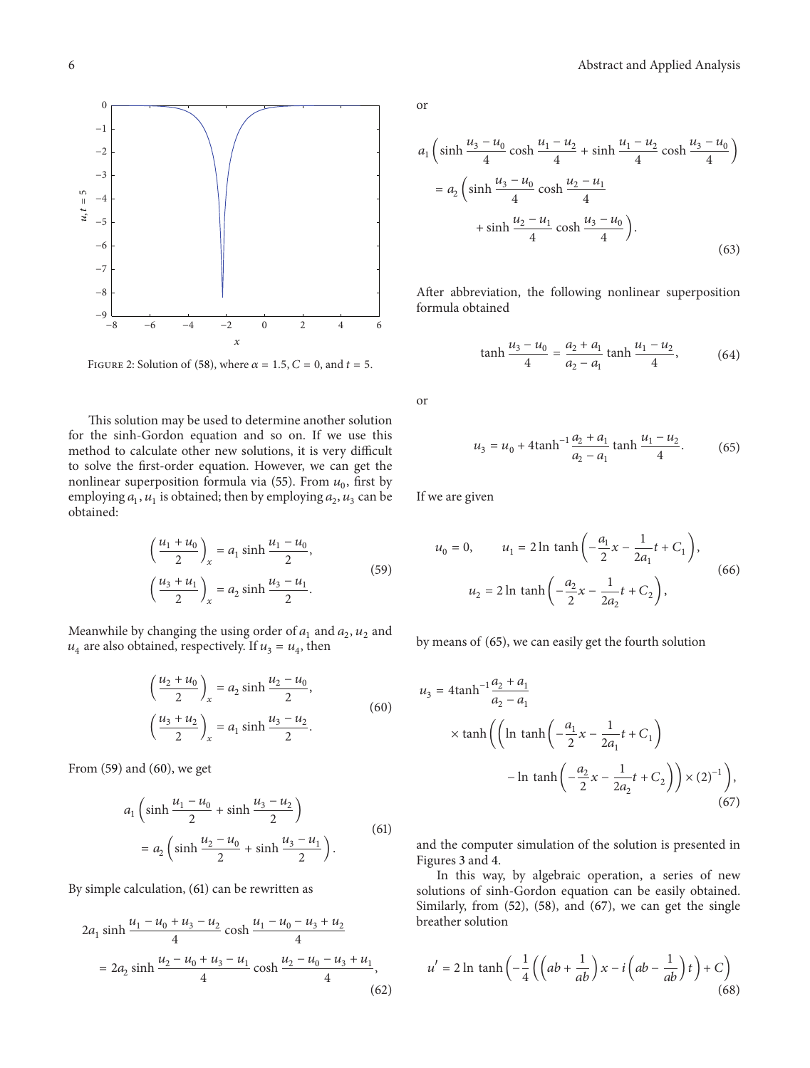Figure 2: Solution of (58), where $\alpha = 1.5$, $C = 0$, and $t = 5$.

This solution may be used to determine another solution for the sinh-Gordon equation and so on. If we use this method to calculate other new solutions, it is very difficult to solve the first-order equation. However, we can get the nonlinear superposition formula via (55). From $u_0$, first by employing $a_1$, $u_1$ is obtained; then by employing $a_2$, $u_3$ can be obtained:

$$\left(\frac{u_1 + u_0}{2}\right)_x = a_1 \sinh \frac{u_1 - u_0}{2},$$
$$\left(\frac{u_3 + u_1}{2}\right)_x = a_2 \sinh \frac{u_3 - u_1}{2}. \tag{59}$$

Meanwhile by changing the using order of $a_1$ and $a_2$, $u_2$ and $u_4$ are also obtained, respectively. If $u_3 = u_4$, then

$$\left(\frac{u_2 + u_0}{2}\right)_x = a_2 \sinh \frac{u_2 - u_0}{2},$$
$$\left(\frac{u_3 + u_2}{2}\right)_x = a_1 \sinh \frac{u_3 - u_2}{2}. \tag{60}$$

From (59) and (60), we get

$$a_1 \left(\sinh \frac{u_1 - u_0}{2} + \sinh \frac{u_3 - u_2}{2}\right) = a_2 \left(\sinh \frac{u_2 - u_0}{2} + \sinh \frac{u_3 - u_1}{2}\right). \tag{61}$$

By simple calculation, (61) can be rewritten as

$$2a_1 \sinh \frac{u_1 - u_0 + u_3 - u_2}{4} \cosh \frac{u_1 - u_0 - u_3 + u_2}{4} = 2a_2 \sinh \frac{u_2 - u_0 + u_3 - u_1}{4} \cosh \frac{u_2 - u_0 - u_3 + u_1}{4}, \tag{62}$$

or

$$a_1 \left(\sinh \frac{u_3 - u_0}{4} \cosh \frac{u_1 - u_2}{4} + \sinh \frac{u_1 - u_2}{4} \cosh \frac{u_3 - u_0}{4}\right) = a_2 \left(\sinh \frac{u_3 - u_0}{4} \cosh \frac{u_2 - u_1}{4} + \sinh \frac{u_2 - u_1}{4} \cosh \frac{u_3 - u_0}{4}\right). \tag{63}$$

After abbreviation, the following nonlinear superposition formula obtained

$$\tanh \frac{u_3 - u_0}{4} = \frac{a_2 + a_1}{a_2 - a_1} \tanh \frac{u_1 - u_2}{4}, \tag{64}$$

or

$$u_3 = u_0 + 4\tanh^{-1} \frac{a_2 + a_1}{a_2 - a_1} \tanh \frac{u_1 - u_2}{4}. \tag{65}$$

If we are given

$$u_0 = 0, \qquad u_1 = 2 \ln \tanh \left(-\frac{a_1}{2}x - \frac{1}{2a_1}t + C_1\right),$$
$$u_2 = 2 \ln \tanh \left(-\frac{a_2}{2}x - \frac{1}{2a_2}t + C_2\right), \tag{66}$$

by means of (65), we can easily get the fourth solution

$$u_3 = 4\tanh^{-1} \frac{a_2 + a_1}{a_2 - a_1} \times \tanh \left(\left(\ln \tanh \left(-\frac{a_1}{2}x - \frac{1}{2a_1}t + C_1\right) - \ln \tanh \left(-\frac{a_2}{2}x - \frac{1}{2a_2}t + C_2\right)\right) \times (2)^{-1}\right), \tag{67}$$

and the computer simulation of the solution is presented in Figures 3 and 4.

In this way, by algebraic operation, a series of new solutions of sinh-Gordon equation can be easily obtained. Similarly, from (52), (58), and (67), we can get the single breather solution

$$u' = 2 \ln \tanh \left(-\frac{1}{4}\left(\left(ab + \frac{1}{ab}\right)x - i\left(ab - \frac{1}{ab}\right)t\right) + C\right) \tag{68}$$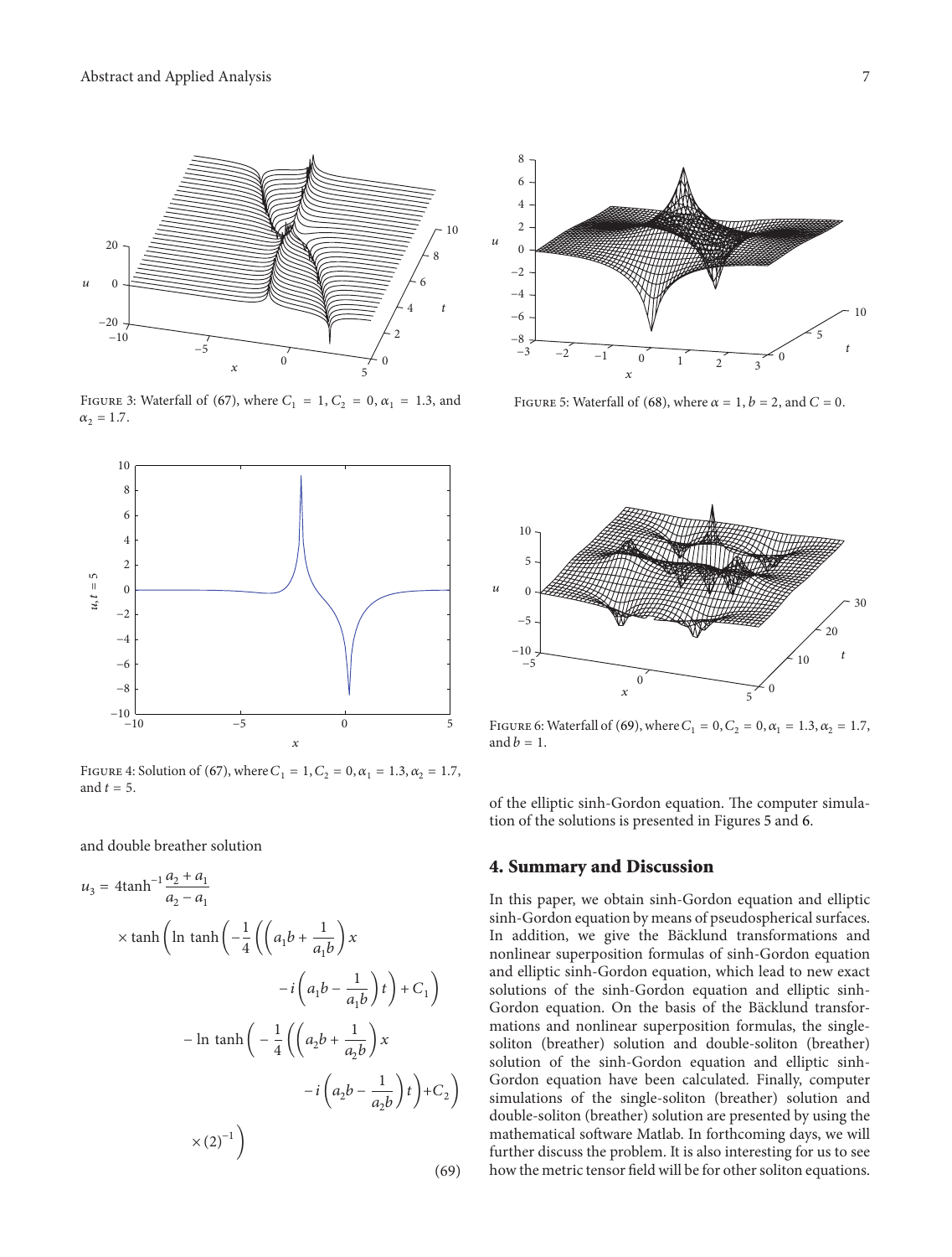Figure 3: Waterfall of (67), where $C_1 = 1, C_2 = 0, \alpha_1 = 1.3$, and $\alpha_2 = 1.7$.

Figure 4: Solution of (67), where $C_1 = 1, C_2 = 0, \alpha_1 = 1.3, \alpha_2 = 1.7$, and $t = 5$.

and double breather solution

$$
\begin{aligned}
u_3 = {} & 4\tanh^{-1}\frac{a_2 + a_1}{a_2 - a_1} \\
& \times \tanh\Bigg(\ln\tanh\left(-\frac{1}{4}\left(\left(a_1 b + \frac{1}{a_1 b}\right)x - i\left(a_1 b - \frac{1}{a_1 b}\right)t\right) + C_1\right) \\
& - \ln\tanh\left(-\frac{1}{4}\left(\left(a_2 b + \frac{1}{a_2 b}\right)x - i\left(a_2 b - \frac{1}{a_2 b}\right)t\right) + C_2\right) \\
& \times (2)^{-1}\Bigg)
\end{aligned}
\tag{69}
$$

Figure 5: Waterfall of (68), where $\alpha = 1$, $b = 2$, and $C = 0$.

Figure 6: Waterfall of (69), where $C_1 = 0, C_2 = 0, \alpha_1 = 1.3, \alpha_2 = 1.7$, and $b = 1$.

of the elliptic sinh-Gordon equation. The computer simulation of the solutions is presented in Figures 5 and 6.

## 4. Summary and Discussion

In this paper, we obtain sinh-Gordon equation and elliptic sinh-Gordon equation by means of pseudospherical surfaces. In addition, we give the Bäcklund transformations and nonlinear superposition formulas of sinh-Gordon equation and elliptic sinh-Gordon equation, which lead to new exact solutions of the sinh-Gordon equation and elliptic sinh-Gordon equation. On the basis of the Bäcklund transformations and nonlinear superposition formulas, the single-soliton (breather) solution and double-soliton (breather) solution of the sinh-Gordon equation and elliptic sinh-Gordon equation have been calculated. Finally, computer simulations of the single-soliton (breather) solution and double-soliton (breather) solution are presented by using the mathematical software Matlab. In forthcoming days, we will further discuss the problem. It is also interesting for us to see how the metric tensor field will be for other soliton equations.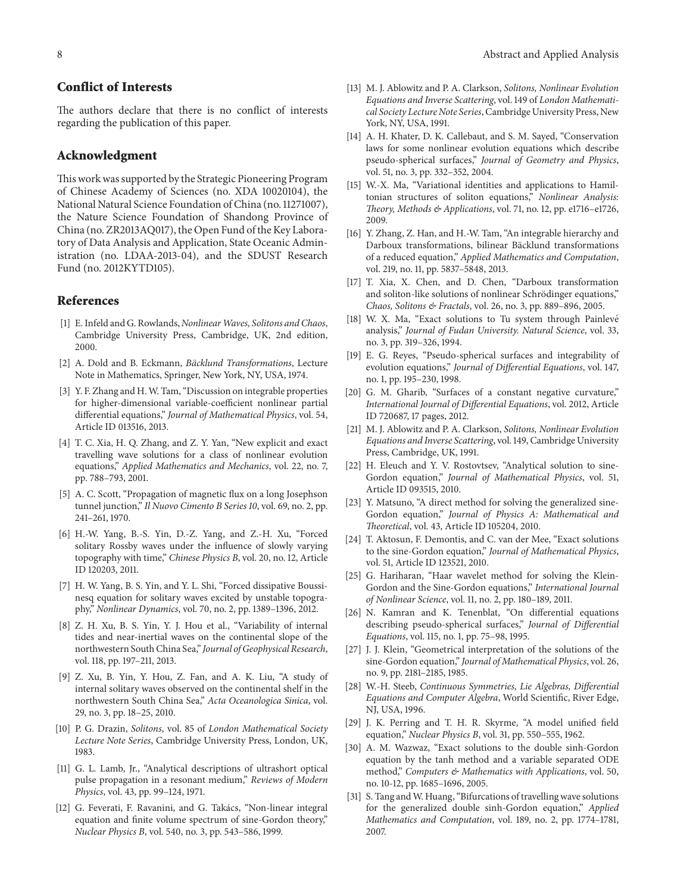## Conflict of Interests

The authors declare that there is no conflict of interests regarding the publication of this paper.

## Acknowledgment

This work was supported by the Strategic Pioneering Program of Chinese Academy of Sciences (no. XDA 10020104), the National Natural Science Foundation of China (no. 11271007), the Nature Science Foundation of Shandong Province of China (no. ZR2013AQ017), the Open Fund of the Key Laboratory of Data Analysis and Application, State Oceanic Administration (no. LDAA-2013-04), and the SDUST Research Fund (no. 2012KYTD105).

## References

[1] E. Infeld and G. Rowlands, *Nonlinear Waves, Solitons and Chaos*, Cambridge University Press, Cambridge, UK, 2nd edition, 2000.

[2] A. Dold and B. Eckmann, *Bäcklund Transformations*, Lecture Note in Mathematics, Springer, New York, NY, USA, 1974.

[3] Y. F. Zhang and H. W. Tam, "Discussion on integrable properties for higher-dimensional variable-coefficient nonlinear partial differential equations," *Journal of Mathematical Physics*, vol. 54, Article ID 013516, 2013.

[4] T. C. Xia, H. Q. Zhang, and Z. Y. Yan, "New explicit and exact travelling wave solutions for a class of nonlinear evolution equations," *Applied Mathematics and Mechanics*, vol. 22, no. 7, pp. 788–793, 2001.

[5] A. C. Scott, "Propagation of magnetic flux on a long Josephson tunnel junction," *Il Nuovo Cimento B Series 10*, vol. 69, no. 2, pp. 241–261, 1970.

[6] H.-W. Yang, B.-S. Yin, D.-Z. Yang, and Z.-H. Xu, "Forced solitary Rossby waves under the influence of slowly varying topography with time," *Chinese Physics B*, vol. 20, no. 12, Article ID 120203, 2011.

[7] H. W. Yang, B. S. Yin, and Y. L. Shi, "Forced dissipative Boussinesq equation for solitary waves excited by unstable topography," *Nonlinear Dynamics*, vol. 70, no. 2, pp. 1389–1396, 2012.

[8] Z. H. Xu, B. S. Yin, Y. J. Hou et al., "Variability of internal tides and near-inertial waves on the continental slope of the northwestern South China Sea," *Journal of Geophysical Research*, vol. 118, pp. 197–211, 2013.

[9] Z. Xu, B. Yin, Y. Hou, Z. Fan, and A. K. Liu, "A study of internal solitary waves observed on the continental shelf in the northwestern South China Sea," *Acta Oceanologica Sinica*, vol. 29, no. 3, pp. 18–25, 2010.

[10] P. G. Drazin, *Solitons*, vol. 85 of *London Mathematical Society Lecture Note Series*, Cambridge University Press, London, UK, 1983.

[11] G. L. Lamb, Jr., "Analytical descriptions of ultrashort optical pulse propagation in a resonant medium," *Reviews of Modern Physics*, vol. 43, pp. 99–124, 1971.

[12] G. Feverati, F. Ravanini, and G. Takács, "Non-linear integral equation and finite volume spectrum of sine-Gordon theory," *Nuclear Physics B*, vol. 540, no. 3, pp. 543–586, 1999.

[13] M. J. Ablowitz and P. A. Clarkson, *Solitons, Nonlinear Evolution Equations and Inverse Scattering*, vol. 149 of *London Mathematical Society Lecture Note Series*, Cambridge University Press, New York, NY, USA, 1991.

[14] A. H. Khater, D. K. Callebaut, and S. M. Sayed, "Conservation laws for some nonlinear evolution equations which describe pseudo-spherical surfaces," *Journal of Geometry and Physics*, vol. 51, no. 3, pp. 332–352, 2004.

[15] W.-X. Ma, "Variational identities and applications to Hamiltonian structures of soliton equations," *Nonlinear Analysis: Theory, Methods & Applications*, vol. 71, no. 12, pp. e1716–e1726, 2009.

[16] Y. Zhang, Z. Han, and H.-W. Tam, "An integrable hierarchy and Darboux transformations, bilinear Bäcklund transformations of a reduced equation," *Applied Mathematics and Computation*, vol. 219, no. 11, pp. 5837–5848, 2013.

[17] T. Xia, X. Chen, and D. Chen, "Darboux transformation and soliton-like solutions of nonlinear Schrödinger equations," *Chaos, Solitons & Fractals*, vol. 26, no. 3, pp. 889–896, 2005.

[18] W. X. Ma, "Exact solutions to Tu system through Painlevé analysis," *Journal of Fudan University. Natural Science*, vol. 33, no. 3, pp. 319–326, 1994.

[19] E. G. Reyes, "Pseudo-spherical surfaces and integrability of evolution equations," *Journal of Differential Equations*, vol. 147, no. 1, pp. 195–230, 1998.

[20] G. M. Gharib, "Surfaces of a constant negative curvature," *International Journal of Differential Equations*, vol. 2012, Article ID 720687, 17 pages, 2012.

[21] M. J. Ablowitz and P. A. Clarkson, *Solitons, Nonlinear Evolution Equations and Inverse Scattering*, vol. 149, Cambridge University Press, Cambridge, UK, 1991.

[22] H. Eleuch and Y. V. Rostovtsev, "Analytical solution to sine-Gordon equation," *Journal of Mathematical Physics*, vol. 51, Article ID 093515, 2010.

[23] Y. Matsuno, "A direct method for solving the generalized sine-Gordon equation," *Journal of Physics A: Mathematical and Theoretical*, vol. 43, Article ID 105204, 2010.

[24] T. Aktosun, F. Demontis, and C. van der Mee, "Exact solutions to the sine-Gordon equation," *Journal of Mathematical Physics*, vol. 51, Article ID 123521, 2010.

[25] G. Hariharan, "Haar wavelet method for solving the Klein-Gordon and the Sine-Gordon equations," *International Journal of Nonlinear Science*, vol. 11, no. 2, pp. 180–189, 2011.

[26] N. Kamran and K. Tenenblat, "On differential equations describing pseudo-spherical surfaces," *Journal of Differential Equations*, vol. 115, no. 1, pp. 75–98, 1995.

[27] J. J. Klein, "Geometrical interpretation of the solutions of the sine-Gordon equation," *Journal of Mathematical Physics*, vol. 26, no. 9, pp. 2181–2185, 1985.

[28] W.-H. Steeb, *Continuous Symmetries, Lie Algebras, Differential Equations and Computer Algebra*, World Scientific, River Edge, NJ, USA, 1996.

[29] J. K. Perring and T. H. R. Skyrme, "A model unified field equation," *Nuclear Physics B*, vol. 31, pp. 550–555, 1962.

[30] A. M. Wazwaz, "Exact solutions to the double sinh-Gordon equation by the tanh method and a variable separated ODE method," *Computers & Mathematics with Applications*, vol. 50, no. 10-12, pp. 1685–1696, 2005.

[31] S. Tang and W. Huang, "Bifurcations of travelling wave solutions for the generalized double sinh-Gordon equation," *Applied Mathematics and Computation*, vol. 189, no. 2, pp. 1774–1781, 2007.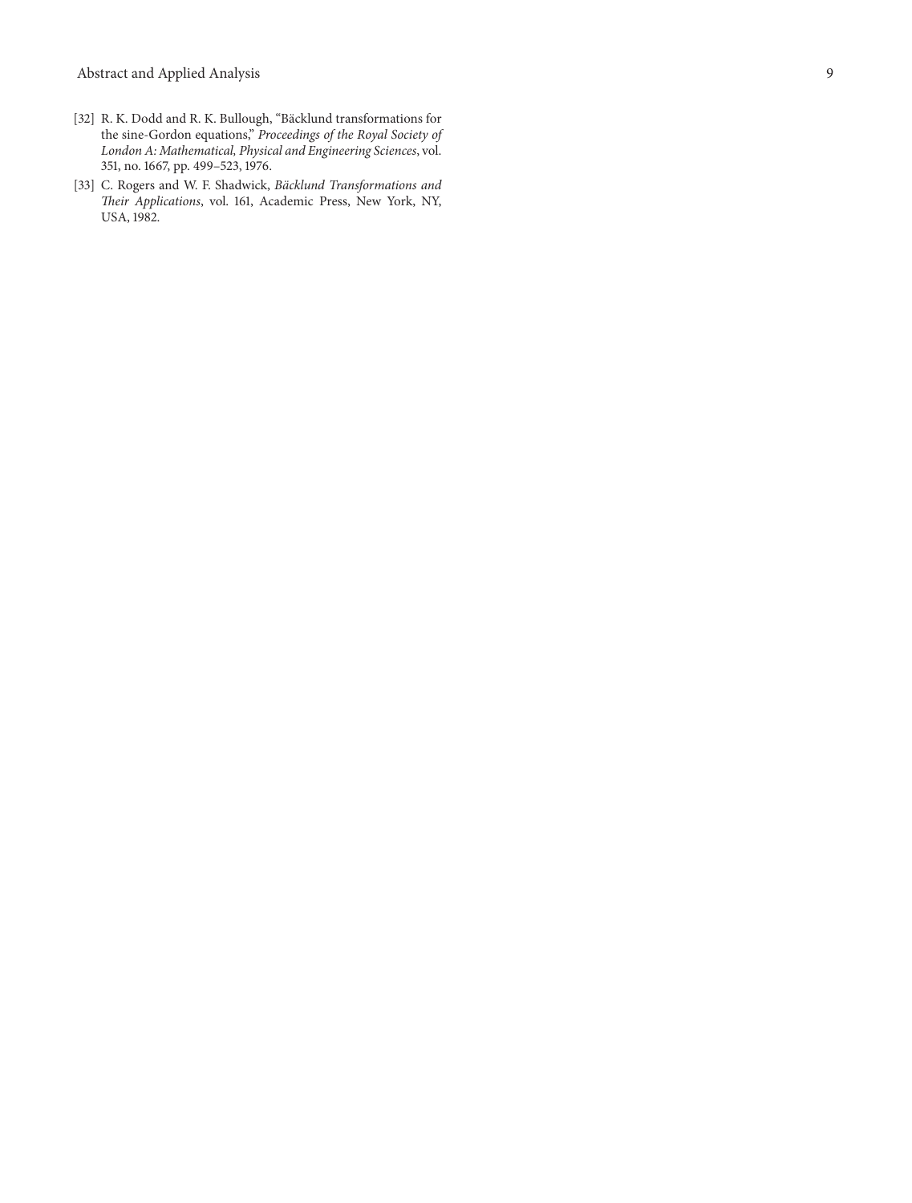[32] R. K. Dodd and R. K. Bullough, "Bäcklund transformations for the sine-Gordon equations," *Proceedings of the Royal Society of London A: Mathematical, Physical and Engineering Sciences*, vol. 351, no. 1667, pp. 499–523, 1976.

[33] C. Rogers and W. F. Shadwick, *Bäcklund Transformations and Their Applications*, vol. 161, Academic Press, New York, NY, USA, 1982.